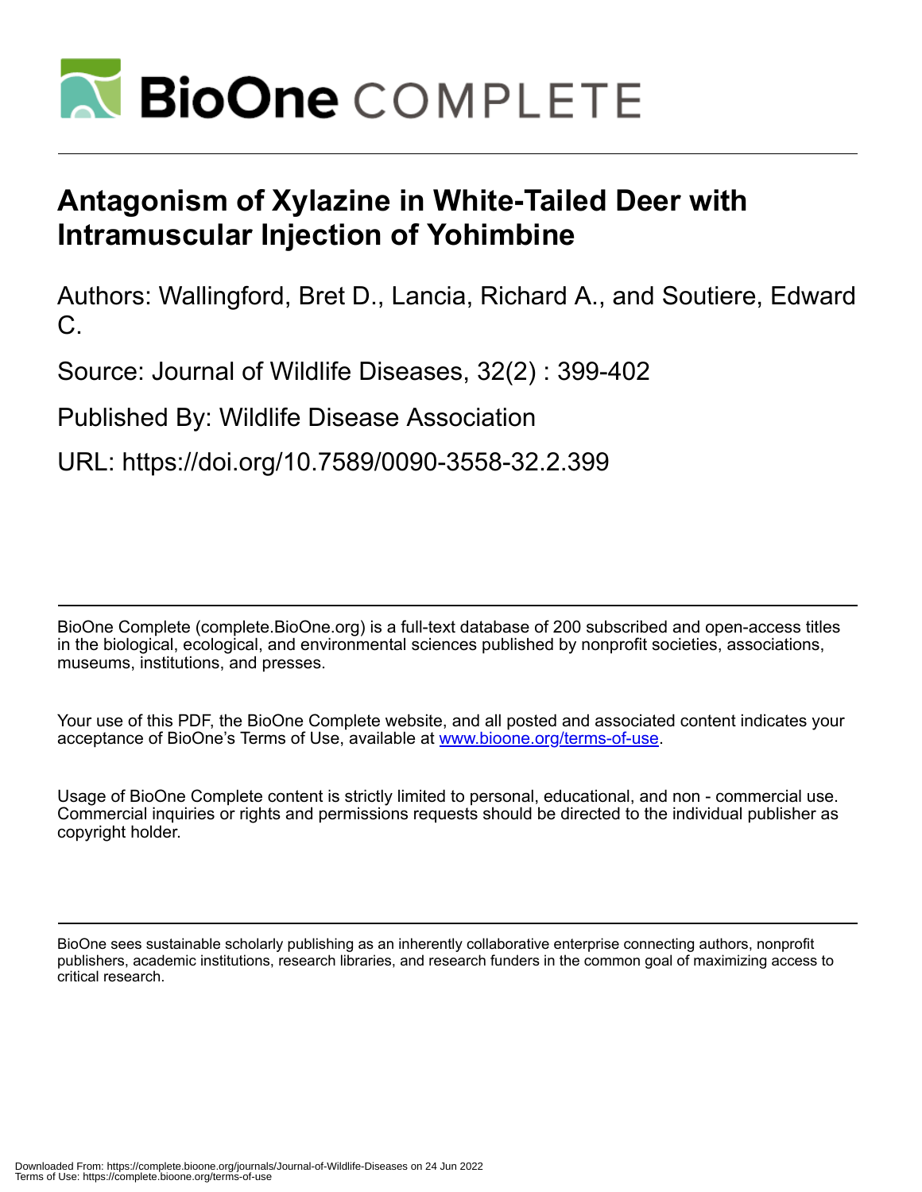# BioOne COMPLETE

# Antagonism of Xylazine in White-Tailed Deer with Intramuscular Injection of Yohimbine

Authors: Wallingford, Bret D., Lancia, Richard A., and Soutiere, Edward C.

Source: Journal of Wildlife Diseases, 32(2) : 399-402

Published By: Wildlife Disease Association

URL: https://doi.org/10.7589/0090-3558-32.2.399

---

BioOne Complete (complete.BioOne.org) is a full-text database of 200 subscribed and open-access titles in the biological, ecological, and environmental sciences published by nonprofit societies, associations, museums, institutions, and presses.

Your use of this PDF, the BioOne Complete website, and all posted and associated content indicates your acceptance of BioOne's Terms of Use, available at www.bioone.org/terms-of-use.

Usage of BioOne Complete content is strictly limited to personal, educational, and non - commercial use. Commercial inquiries or rights and permissions requests should be directed to the individual publisher as copyright holder.

---

BioOne sees sustainable scholarly publishing as an inherently collaborative enterprise connecting authors, nonprofit publishers, academic institutions, research libraries, and research funders in the common goal of maximizing access to critical research.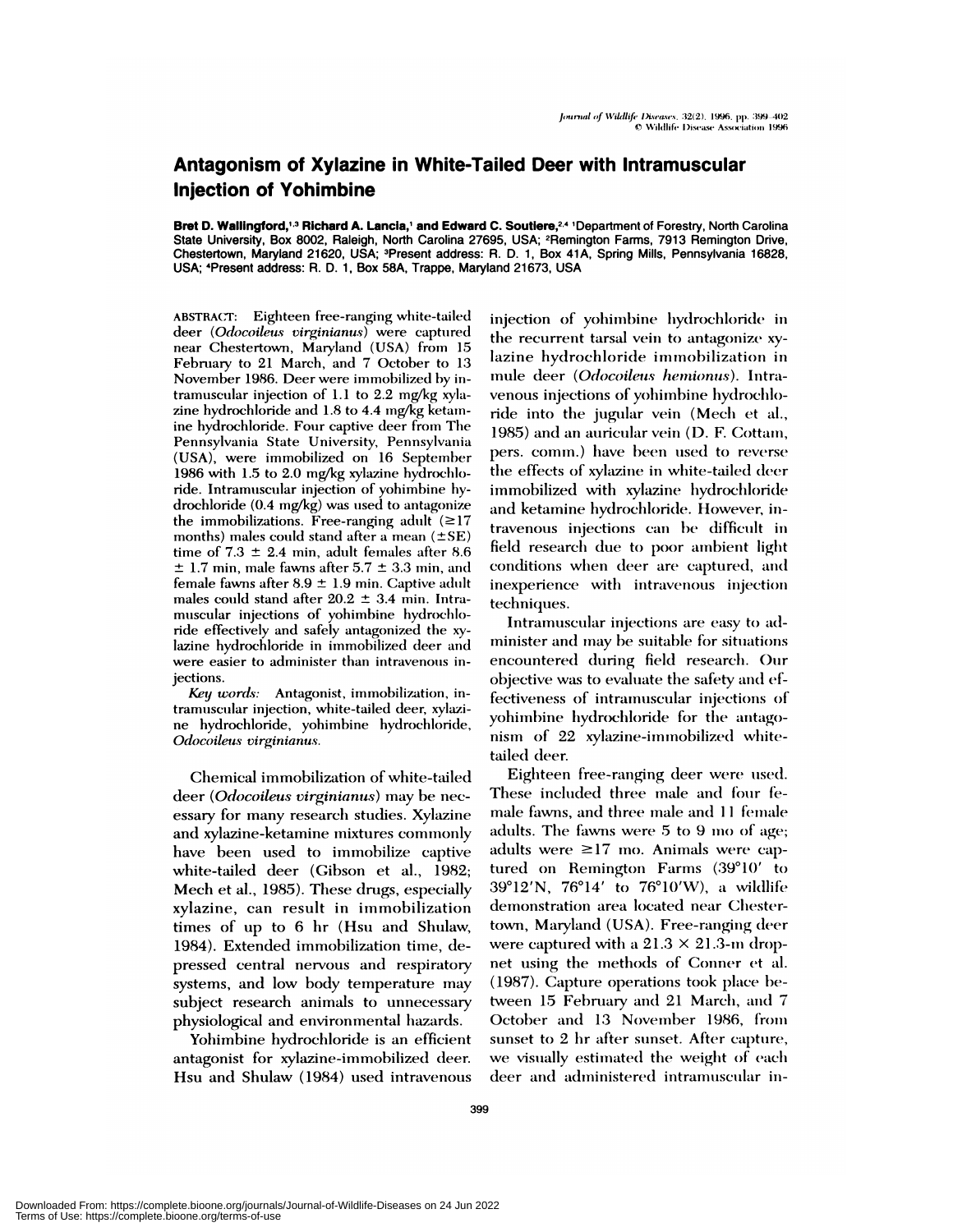# Antagonism of Xylazine in White-Tailed Deer with Intramuscular Injection of Yohimbine

**Bret D. Wallingford,[1,3] Richard A. Lancia,[1] and Edward C. Soutiere,[2,4]** [1]Department of Forestry, North Carolina State University, Box 8002, Raleigh, North Carolina 27695, USA; [2]Remington Farms, 7913 Remington Drive, Chestertown, Maryland 21620, USA; [3]Present address: R. D. 1, Box 41A, Spring Mills, Pennsylvania 16828, USA; [4]Present address: R. D. 1, Box 58A, Trappe, Maryland 21673, USA

ABSTRACT: Eighteen free-ranging white-tailed deer (*Odocoileus virginianus*) were captured near Chestertown, Maryland (USA) from 15 February to 21 March, and 7 October to 13 November 1986. Deer were immobilized by intramuscular injection of 1.1 to 2.2 mg/kg xylazine hydrochloride and 1.8 to 4.4 mg/kg ketamine hydrochloride. Four captive deer from The Pennsylvania State University, Pennsylvania (USA), were immobilized on 16 September 1986 with 1.5 to 2.0 mg/kg xylazine hydrochloride. Intramuscular injection of yohimbine hydrochloride (0.4 mg/kg) was used to antagonize the immobilizations. Free-ranging adult (≥17 months) males could stand after a mean (±SE) time of 7.3 ± 2.4 min, adult females after 8.6 ± 1.7 min, male fawns after 5.7 ± 3.3 min, and female fawns after 8.9 ± 1.9 min. Captive adult males could stand after 20.2 ± 3.4 min. Intramuscular injections of yohimbine hydrochloride effectively and safely antagonized the xylazine hydrochloride in immobilized deer and were easier to administer than intravenous injections.

*Key words:* Antagonist, immobilization, intramuscular injection, white-tailed deer, xylazine hydrochloride, yohimbine hydrochloride, *Odocoileus virginianus*.

Chemical immobilization of white-tailed deer (*Odocoileus virginianus*) may be necessary for many research studies. Xylazine and xylazine-ketamine mixtures commonly have been used to immobilize captive white-tailed deer (Gibson et al., 1982; Mech et al., 1985). These drugs, especially xylazine, can result in immobilization times of up to 6 hr (Hsu and Shulaw, 1984). Extended immobilization time, depressed central nervous and respiratory systems, and low body temperature may subject research animals to unnecessary physiological and environmental hazards.

Yohimbine hydrochloride is an efficient antagonist for xylazine-immobilized deer. Hsu and Shulaw (1984) used intravenous injection of yohimbine hydrochloride in the recurrent tarsal vein to antagonize xylazine hydrochloride immobilization in mule deer (*Odocoileus hemionus*). Intravenous injections of yohimbine hydrochloride into the jugular vein (Mech et al., 1985) and an auricular vein (D. F. Cottam, pers. comm.) have been used to reverse the effects of xylazine in white-tailed deer immobilized with xylazine hydrochloride and ketamine hydrochloride. However, intravenous injections can be difficult in field research due to poor ambient light conditions when deer are captured, and inexperience with intravenous injection techniques.

Intramuscular injections are easy to administer and may be suitable for situations encountered during field research. Our objective was to evaluate the safety and effectiveness of intramuscular injections of yohimbine hydrochloride for the antagonism of 22 xylazine-immobilized white-tailed deer.

Eighteen free-ranging deer were used. These included three male and four female fawns, and three male and 11 female adults. The fawns were 5 to 9 mo of age; adults were ≥17 mo. Animals were captured on Remington Farms (39°10′ to 39°12′N, 76°14′ to 76°10′W), a wildlife demonstration area located near Chestertown, Maryland (USA). Free-ranging deer were captured with a 21.3 × 21.3-m drop-net using the methods of Conner et al. (1987). Capture operations took place between 15 February and 21 March, and 7 October and 13 November 1986, from sunset to 2 hr after sunset. After capture, we visually estimated the weight of each deer and administered intramuscular in-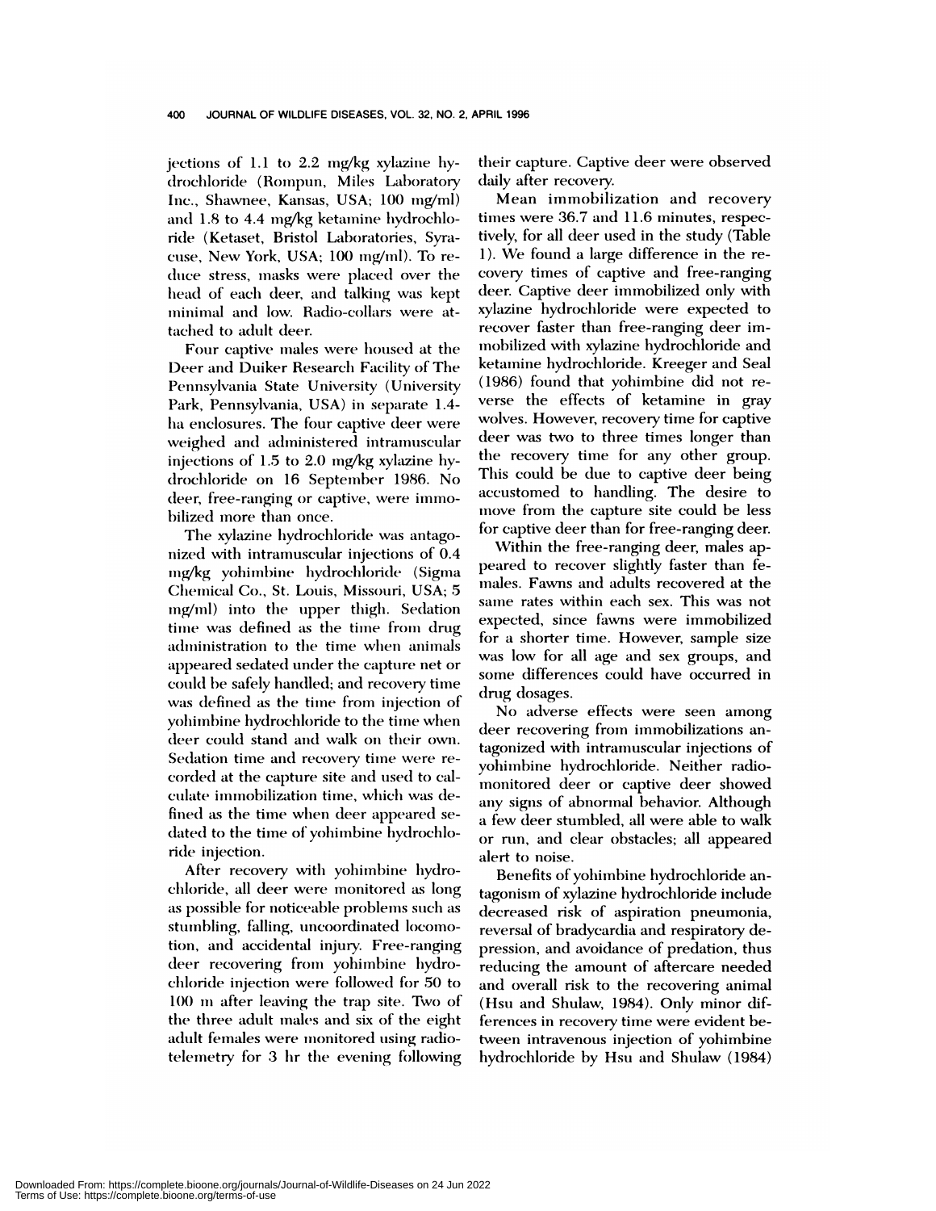jections of 1.1 to 2.2 mg/kg xylazine hydrochloride (Rompun, Miles Laboratory Inc., Shawnee, Kansas, USA; 100 mg/ml) and 1.8 to 4.4 mg/kg ketamine hydrochloride (Ketaset, Bristol Laboratories, Syracuse, New York, USA; 100 mg/ml). To reduce stress, masks were placed over the head of each deer, and talking was kept minimal and low. Radio-collars were attached to adult deer.

Four captive males were housed at the Deer and Duiker Research Facility of The Pennsylvania State University (University Park, Pennsylvania, USA) in separate 1.4-ha enclosures. The four captive deer were weighed and administered intramuscular injections of 1.5 to 2.0 mg/kg xylazine hydrochloride on 16 September 1986. No deer, free-ranging or captive, were immobilized more than once.

The xylazine hydrochloride was antagonized with intramuscular injections of 0.4 mg/kg yohimbine hydrochloride (Sigma Chemical Co., St. Louis, Missouri, USA; 5 mg/ml) into the upper thigh. Sedation time was defined as the time from drug administration to the time when animals appeared sedated under the capture net or could be safely handled; and recovery time was defined as the time from injection of yohimbine hydrochloride to the time when deer could stand and walk on their own. Sedation time and recovery time were recorded at the capture site and used to calculate immobilization time, which was defined as the time when deer appeared sedated to the time of yohimbine hydrochloride injection.

After recovery with yohimbine hydrochloride, all deer were monitored as long as possible for noticeable problems such as stumbling, falling, uncoordinated locomotion, and accidental injury. Free-ranging deer recovering from yohimbine hydrochloride injection were followed for 50 to 100 m after leaving the trap site. Two of the three adult males and six of the eight adult females were monitored using radiotelemetry for 3 hr the evening following their capture. Captive deer were observed daily after recovery.

Mean immobilization and recovery times were 36.7 and 11.6 minutes, respectively, for all deer used in the study (Table 1). We found a large difference in the recovery times of captive and free-ranging deer. Captive deer immobilized only with xylazine hydrochloride were expected to recover faster than free-ranging deer immobilized with xylazine hydrochloride and ketamine hydrochloride. Kreeger and Seal (1986) found that yohimbine did not reverse the effects of ketamine in gray wolves. However, recovery time for captive deer was two to three times longer than the recovery time for any other group. This could be due to captive deer being accustomed to handling. The desire to move from the capture site could be less for captive deer than for free-ranging deer.

Within the free-ranging deer, males appeared to recover slightly faster than females. Fawns and adults recovered at the same rates within each sex. This was not expected, since fawns were immobilized for a shorter time. However, sample size was low for all age and sex groups, and some differences could have occurred in drug dosages.

No adverse effects were seen among deer recovering from immobilizations antagonized with intramuscular injections of yohimbine hydrochloride. Neither radiomonitored deer or captive deer showed any signs of abnormal behavior. Although a few deer stumbled, all were able to walk or run, and clear obstacles; all appeared alert to noise.

Benefits of yohimbine hydrochloride antagonism of xylazine hydrochloride include decreased risk of aspiration pneumonia, reversal of bradycardia and respiratory depression, and avoidance of predation, thus reducing the amount of aftercare needed and overall risk to the recovering animal (Hsu and Shulaw, 1984). Only minor differences in recovery time were evident between intravenous injection of yohimbine hydrochloride by Hsu and Shulaw (1984)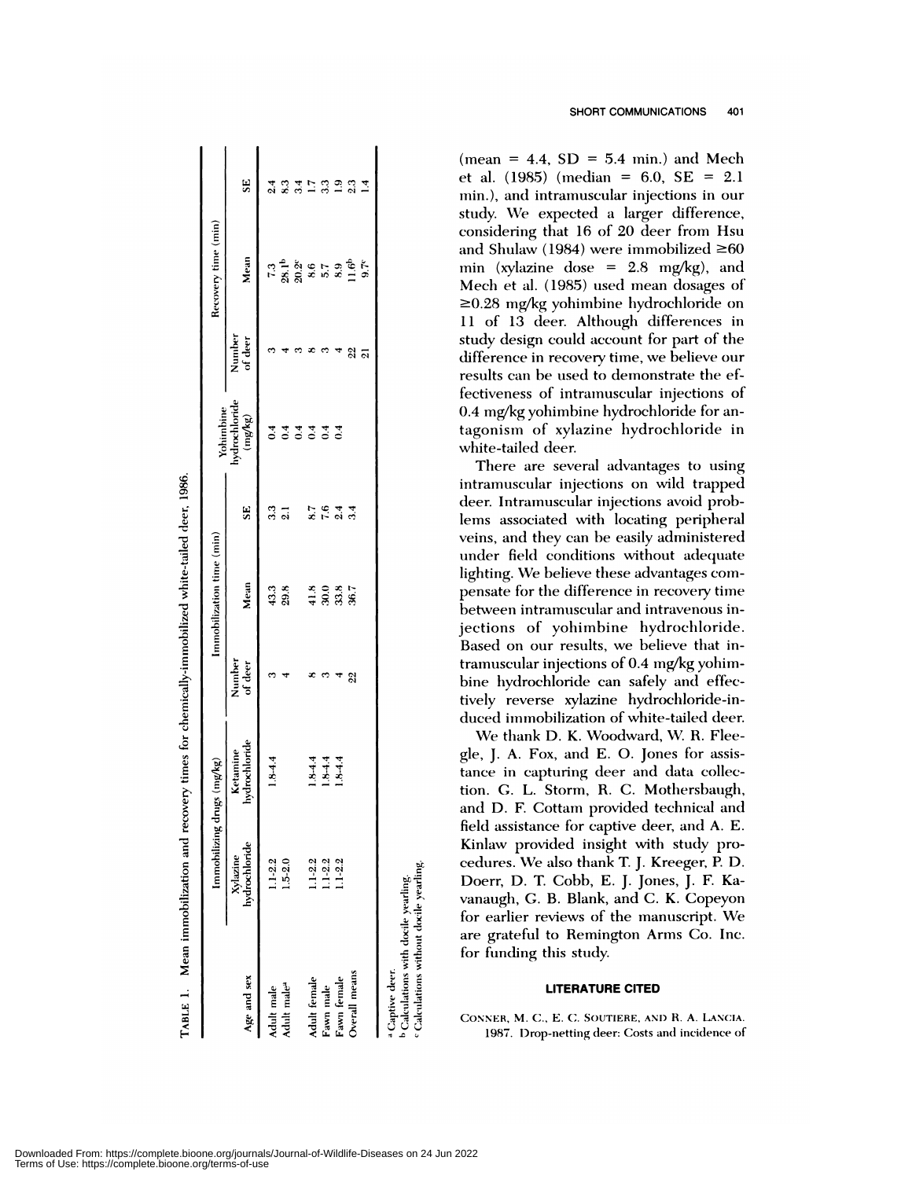TABLE 1. Mean immobilization and recovery times for chemically-immobilized white-tailed deer, 1986.

| Age and sex | Immobilizing drugs (mg/kg) | | Immobilization time (min) | | | Yohimbine hydrochloride (mg/kg) | Recovery time (min) | | |
|---|---|---|---|---|---|---|---|---|---|
| | Xylazine hydrochloride | Ketamine hydrochloride | Number of deer | Mean | SE | | Number of deer | Mean | SE |
| Adult male | 1.1-2.2 | 1.8-4.4 | 3 | 43.3 | 3.3 | 0.4 | 3 | 7.3 | 2.4 |
| Adult male[a] | 1.5-2.0 | | 4 | 29.8 | 2.1 | 0.4 | 4 | 28.1[b] | 8.3 |
| | | | | | | 0.4 | 3 | 20.2[c] | 3.4 |
| Adult female | 1.1-2.2 | 1.8-4.4 | 8 | 41.8 | 8.7 | 0.4 | 8 | 8.6 | 1.7 |
| Fawn male | 1.1-2.2 | 1.8-4.4 | 3 | 30.0 | 7.6 | 0.4 | 3 | 5.7 | 3.3 |
| Fawn female | 1.1-2.2 | 1.8-4.4 | 4 | 33.8 | 2.4 | 0.4 | 4 | 8.9 | 1.9 |
| Overall means | | | 22 | 36.7 | 3.4 | | 22 | 11.6[b] | 2.3 |
| | | | | | | | 21 | 9.7[c] | 1.4 |

[a] Captive deer.
[b] Calculations with docile yearling.
[c] Calculations without docile yearling.

(mean = 4.4, SD = 5.4 min.) and Mech et al. (1985) (median = 6.0, SE = 2.1 min.), and intramuscular injections in our study. We expected a larger difference, considering that 16 of 20 deer from Hsu and Shulaw (1984) were immobilized ≥60 min (xylazine dose = 2.8 mg/kg), and Mech et al. (1985) used mean dosages of ≥0.28 mg/kg yohimbine hydrochloride on 11 of 13 deer. Although differences in study design could account for part of the difference in recovery time, we believe our results can be used to demonstrate the effectiveness of intramuscular injections of 0.4 mg/kg yohimbine hydrochloride for antagonism of xylazine hydrochloride in white-tailed deer.

There are several advantages to using intramuscular injections on wild trapped deer. Intramuscular injections avoid problems associated with locating peripheral veins, and they can be easily administered under field conditions without adequate lighting. We believe these advantages compensate for the difference in recovery time between intramuscular and intravenous injections of yohimbine hydrochloride. Based on our results, we believe that intramuscular injections of 0.4 mg/kg yohimbine hydrochloride can safely and effectively reverse xylazine hydrochloride-induced immobilization of white-tailed deer.

We thank D. K. Woodward, W. R. Fleegle, J. A. Fox, and E. O. Jones for assistance in capturing deer and data collection. G. L. Storm, R. C. Mothersbaugh, and D. F. Cottam provided technical and field assistance for captive deer, and A. E. Kinlaw provided insight with study procedures. We also thank T. J. Kreeger, P. D. Doerr, D. T. Cobb, E. J. Jones, J. F. Kavanaugh, G. B. Blank, and C. K. Copeyon for earlier reviews of the manuscript. We are grateful to Remington Arms Co. Inc. for funding this study.

## LITERATURE CITED

CONNER, M. C., E. C. SOUTIERE, AND R. A. LANCIA. 1987. Drop-netting deer: Costs and incidence of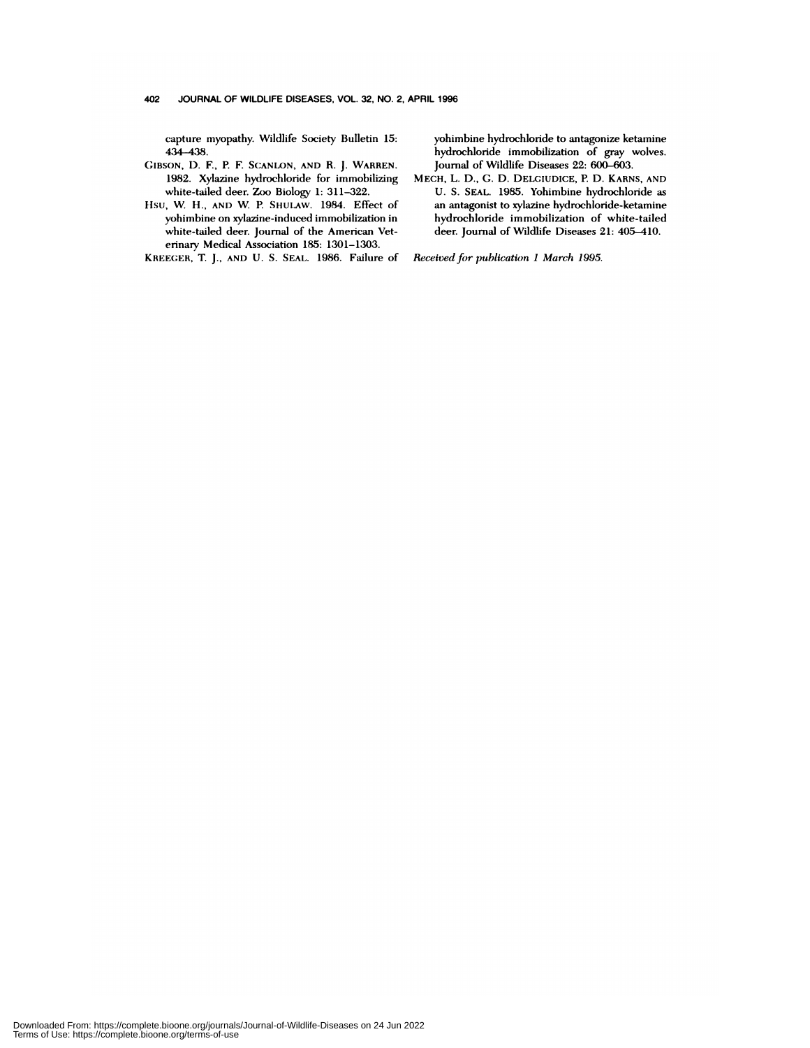capture myopathy. Wildlife Society Bulletin 15: 434–438.

GIBSON, D. F., P. F. SCANLON, AND R. J. WARREN. 1982. Xylazine hydrochloride for immobilizing white-tailed deer. Zoo Biology 1: 311–322.

HSU, W. H., AND W. P. SHULAW. 1984. Effect of yohimbine on xylazine-induced immobilization in white-tailed deer. Journal of the American Veterinary Medical Association 185: 1301–1303.

KREEGER, T. J., AND U. S. SEAL. 1986. Failure of yohimbine hydrochloride to antagonize ketamine hydrochloride immobilization of gray wolves. Journal of Wildlife Diseases 22: 600–603.

MECH, L. D., G. D. DELGIUDICE, P. D. KARNS, AND U. S. SEAL. 1985. Yohimbine hydrochloride as an antagonist to xylazine hydrochloride-ketamine hydrochloride immobilization of white-tailed deer. Journal of Wildlife Diseases 21: 405–410.

*Received for publication 1 March 1995.*

Downloaded From: https://complete.bioone.org/journals/Journal-of-Wildlife-Diseases on 24 Jun 2022
Terms of Use: https://complete.bioone.org/terms-of-use